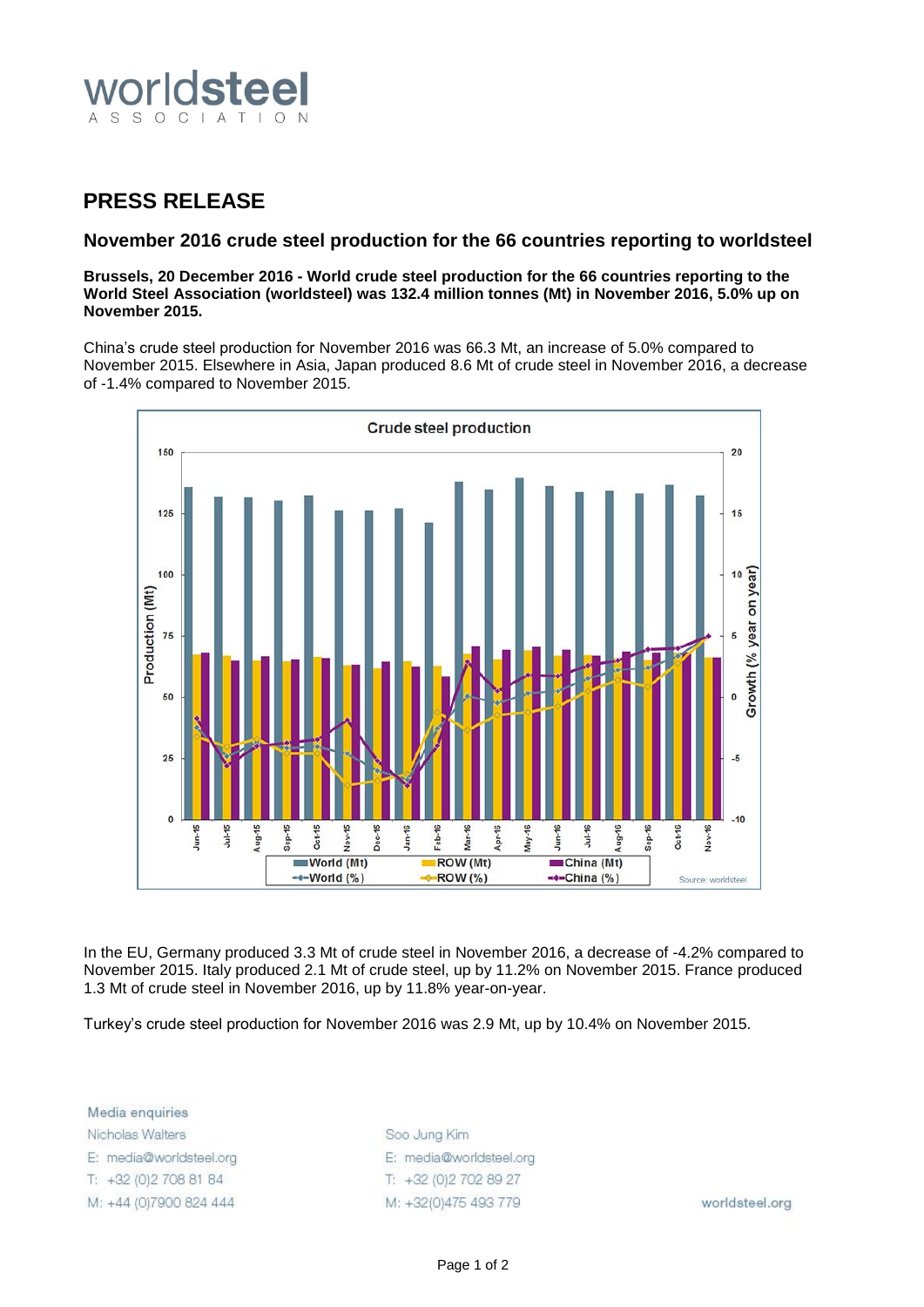# PRESS RELEASE

## November 2016 crude steel production for the 66 countries reporting to worldsteel

**Brussels, 20 December 2016 - World crude steel production for the 66 countries reporting to the World Steel Association (worldsteel) was 132.4 million tonnes (Mt) in November 2016, 5.0% up on November 2015.**

China's crude steel production for November 2016 was 66.3 Mt, an increase of 5.0% compared to November 2015. Elsewhere in Asia, Japan produced 8.6 Mt of crude steel in November 2016, a decrease of -1.4% compared to November 2015.

In the EU, Germany produced 3.3 Mt of crude steel in November 2016, a decrease of -4.2% compared to November 2015. Italy produced 2.1 Mt of crude steel, up by 11.2% on November 2015. France produced 1.3 Mt of crude steel in November 2016, up by 11.8% year-on-year.

Turkey's crude steel production for November 2016 was 2.9 Mt, up by 10.4% on November 2015.

Media enquiries

Nicholas Walters
E: media@worldsteel.org
T: +32 (0)2 708 81 84
M: +44 (0)7900 824 444

Soo Jung Kim
E: media@worldsteel.org
T: +32 (0)2 702 89 27
M: +32(0)475 493 779

worldsteel.org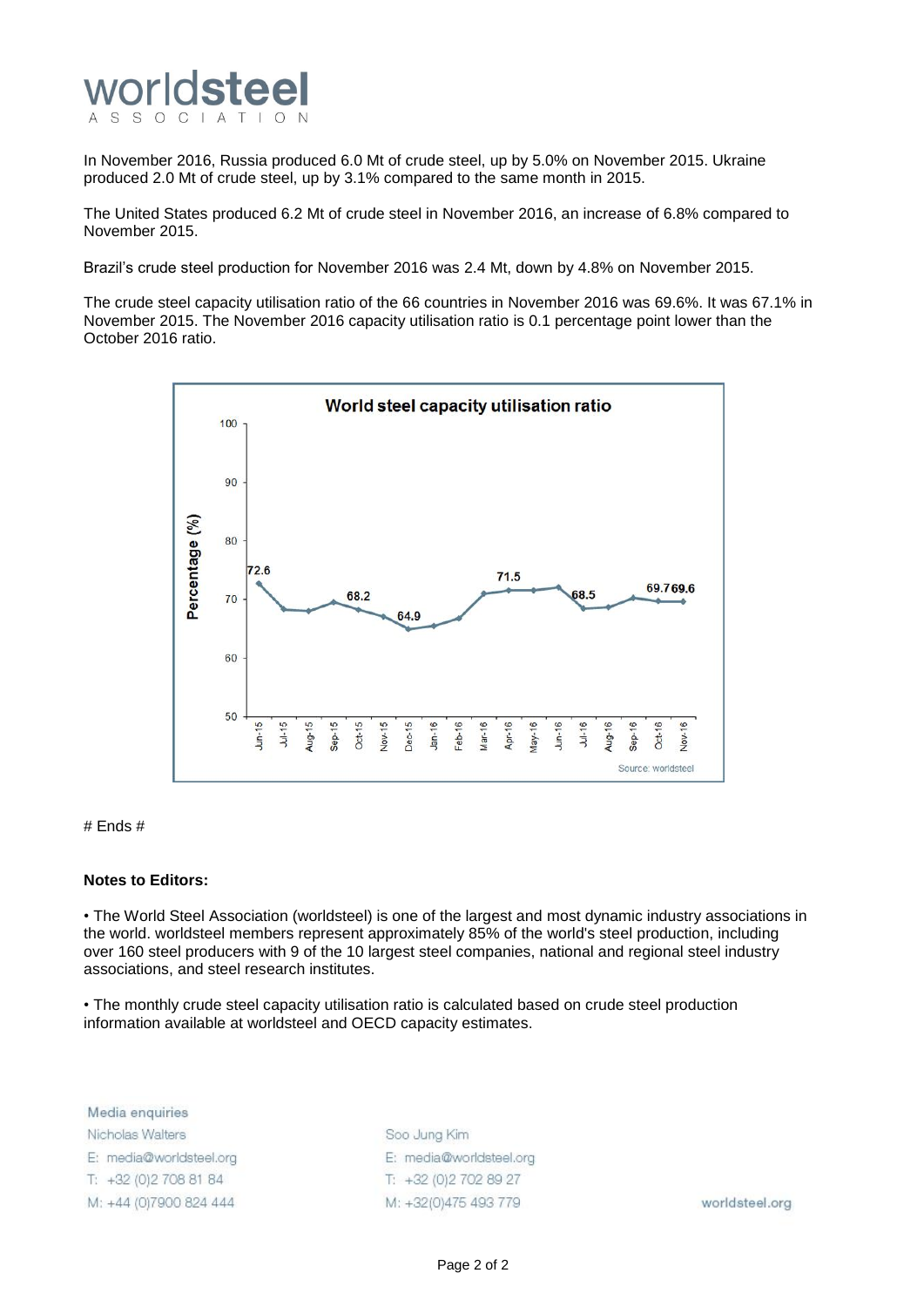worldsteel
ASSOCIATION

In November 2016, Russia produced 6.0 Mt of crude steel, up by 5.0% on November 2015. Ukraine produced 2.0 Mt of crude steel, up by 3.1% compared to the same month in 2015.

The United States produced 6.2 Mt of crude steel in November 2016, an increase of 6.8% compared to November 2015.

Brazil's crude steel production for November 2016 was 2.4 Mt, down by 4.8% on November 2015.

The crude steel capacity utilisation ratio of the 66 countries in November 2016 was 69.6%. It was 67.1% in November 2015. The November 2016 capacity utilisation ratio is 0.1 percentage point lower than the October 2016 ratio.

World steel capacity utilisation ratio

Percentage (%)

100
90
80
70
60
50

72.6
68.2
64.9
71.5
68.5
69.7
69.6

Jun-15, Jul-15, Aug-15, Sep-15, Oct-15, Nov-15, Dec-15, Jan-16, Feb-16, Mar-16, Apr-16, May-16, Jun-16, Jul-16, Aug-16, Sep-16, Oct-16, Nov-16

Source: worldsteel

# Ends #

**Notes to Editors:**

• The World Steel Association (worldsteel) is one of the largest and most dynamic industry associations in the world. worldsteel members represent approximately 85% of the world's steel production, including over 160 steel producers with 9 of the 10 largest steel companies, national and regional steel industry associations, and steel research institutes.

• The monthly crude steel capacity utilisation ratio is calculated based on crude steel production information available at worldsteel and OECD capacity estimates.

Media enquiries

Nicholas Walters
E: media@worldsteel.org
T: +32 (0)2 708 81 84
M: +44 (0)7900 824 444

Soo Jung Kim
E: media@worldsteel.org
T: +32 (0)2 702 89 27
M: +32(0)475 493 779

worldsteel.org